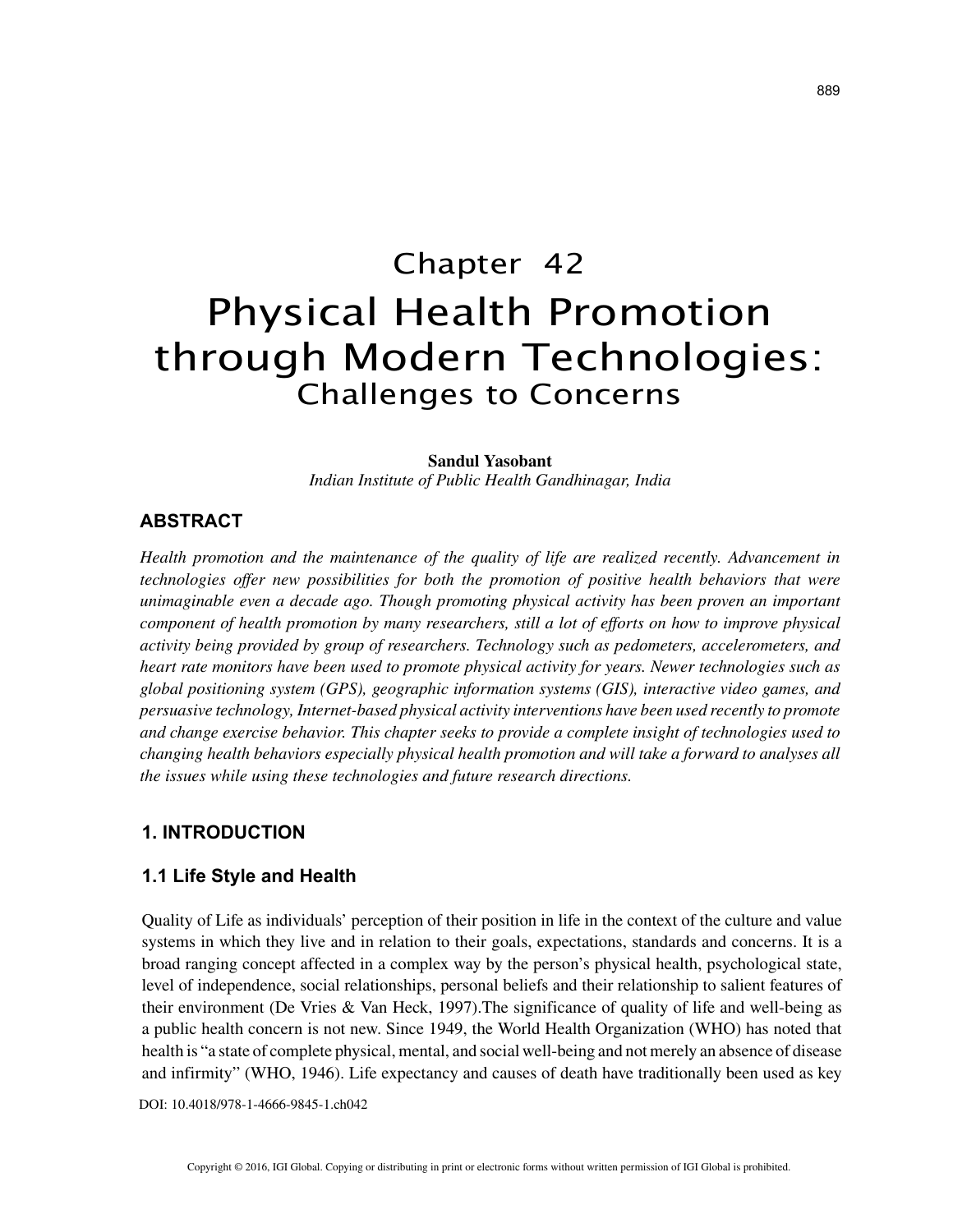# Chapter 42

# Physical Health Promotion through Modern Technologies:

## Challenges to Concerns

**Sandul Yasobant**
*Indian Institute of Public Health Gandhinagar, India*

## ABSTRACT

*Health promotion and the maintenance of the quality of life are realized recently. Advancement in technologies offer new possibilities for both the promotion of positive health behaviors that were unimaginable even a decade ago. Though promoting physical activity has been proven an important component of health promotion by many researchers, still a lot of efforts on how to improve physical activity being provided by group of researchers. Technology such as pedometers, accelerometers, and heart rate monitors have been used to promote physical activity for years. Newer technologies such as global positioning system (GPS), geographic information systems (GIS), interactive video games, and persuasive technology, Internet-based physical activity interventions have been used recently to promote and change exercise behavior. This chapter seeks to provide a complete insight of technologies used to changing health behaviors especially physical health promotion and will take a forward to analyses all the issues while using these technologies and future research directions.*

## 1. INTRODUCTION

### 1.1 Life Style and Health

Quality of Life as individuals' perception of their position in life in the context of the culture and value systems in which they live and in relation to their goals, expectations, standards and concerns. It is a broad ranging concept affected in a complex way by the person's physical health, psychological state, level of independence, social relationships, personal beliefs and their relationship to salient features of their environment (De Vries & Van Heck, 1997).The significance of quality of life and well-being as a public health concern is not new. Since 1949, the World Health Organization (WHO) has noted that health is "a state of complete physical, mental, and social well-being and not merely an absence of disease and infirmity" (WHO, 1946). Life expectancy and causes of death have traditionally been used as key

DOI: 10.4018/978-1-4666-9845-1.ch042

Copyright © 2016, IGI Global. Copying or distributing in print or electronic forms without written permission of IGI Global is prohibited.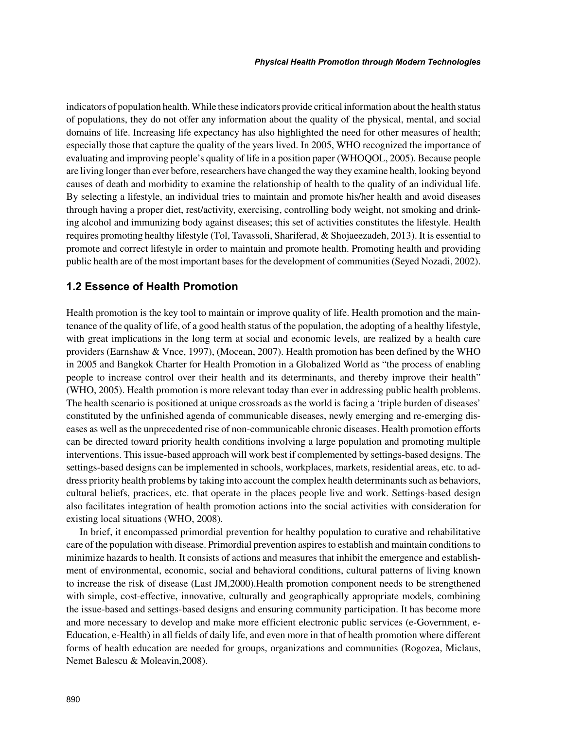indicators of population health. While these indicators provide critical information about the health status of populations, they do not offer any information about the quality of the physical, mental, and social domains of life. Increasing life expectancy has also highlighted the need for other measures of health; especially those that capture the quality of the years lived. In 2005, WHO recognized the importance of evaluating and improving people's quality of life in a position paper (WHOQOL, 2005). Because people are living longer than ever before, researchers have changed the way they examine health, looking beyond causes of death and morbidity to examine the relationship of health to the quality of an individual life. By selecting a lifestyle, an individual tries to maintain and promote his/her health and avoid diseases through having a proper diet, rest/activity, exercising, controlling body weight, not smoking and drinking alcohol and immunizing body against diseases; this set of activities constitutes the lifestyle. Health requires promoting healthy lifestyle (Tol, Tavassoli, Shariferad, & Shojaeezadeh, 2013). It is essential to promote and correct lifestyle in order to maintain and promote health. Promoting health and providing public health are of the most important bases for the development of communities (Seyed Nozadi, 2002).

### 1.2 Essence of Health Promotion

Health promotion is the key tool to maintain or improve quality of life. Health promotion and the maintenance of the quality of life, of a good health status of the population, the adopting of a healthy lifestyle, with great implications in the long term at social and economic levels, are realized by a health care providers (Earnshaw & Vnce, 1997), (Mocean, 2007). Health promotion has been defined by the WHO in 2005 and Bangkok Charter for Health Promotion in a Globalized World as "the process of enabling people to increase control over their health and its determinants, and thereby improve their health" (WHO, 2005). Health promotion is more relevant today than ever in addressing public health problems. The health scenario is positioned at unique crossroads as the world is facing a 'triple burden of diseases' constituted by the unfinished agenda of communicable diseases, newly emerging and re-emerging diseases as well as the unprecedented rise of non-communicable chronic diseases. Health promotion efforts can be directed toward priority health conditions involving a large population and promoting multiple interventions. This issue-based approach will work best if complemented by settings-based designs. The settings-based designs can be implemented in schools, workplaces, markets, residential areas, etc. to address priority health problems by taking into account the complex health determinants such as behaviors, cultural beliefs, practices, etc. that operate in the places people live and work. Settings-based design also facilitates integration of health promotion actions into the social activities with consideration for existing local situations (WHO, 2008).

In brief, it encompassed primordial prevention for healthy population to curative and rehabilitative care of the population with disease. Primordial prevention aspires to establish and maintain conditions to minimize hazards to health. It consists of actions and measures that inhibit the emergence and establishment of environmental, economic, social and behavioral conditions, cultural patterns of living known to increase the risk of disease (Last JM,2000).Health promotion component needs to be strengthened with simple, cost-effective, innovative, culturally and geographically appropriate models, combining the issue-based and settings-based designs and ensuring community participation. It has become more and more necessary to develop and make more efficient electronic public services (e-Government, e-Education, e-Health) in all fields of daily life, and even more in that of health promotion where different forms of health education are needed for groups, organizations and communities (Rogozea, Miclaus, Nemet Balescu & Moleavin,2008).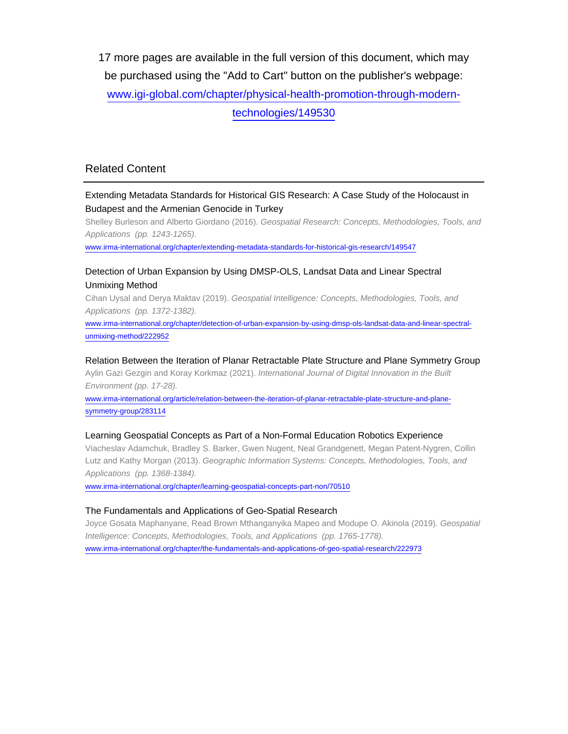17 more pages are available in the full version of this document, which may be purchased using the "Add to Cart" button on the publisher's webpage: www.igi-global.com/chapter/physical-health-promotion-through-modern-technologies/149530

## Related Content

Extending Metadata Standards for Historical GIS Research: A Case Study of the Holocaust in Budapest and the Armenian Genocide in Turkey
Shelley Burleson and Alberto Giordano (2016). *Geospatial Research: Concepts, Methodologies, Tools, and Applications (pp. 1243-1265).*
www.irma-international.org/chapter/extending-metadata-standards-for-historical-gis-research/149547

Detection of Urban Expansion by Using DMSP-OLS, Landsat Data and Linear Spectral Unmixing Method
Cihan Uysal and Derya Maktav (2019). *Geospatial Intelligence: Concepts, Methodologies, Tools, and Applications (pp. 1372-1382).*
www.irma-international.org/chapter/detection-of-urban-expansion-by-using-dmsp-ols-landsat-data-and-linear-spectral-unmixing-method/222952

Relation Between the Iteration of Planar Retractable Plate Structure and Plane Symmetry Group
Aylin Gazi Gezgin and Koray Korkmaz (2021). *International Journal of Digital Innovation in the Built Environment (pp. 17-28).*
www.irma-international.org/article/relation-between-the-iteration-of-planar-retractable-plate-structure-and-plane-symmetry-group/283114

Learning Geospatial Concepts as Part of a Non-Formal Education Robotics Experience
Viacheslav Adamchuk, Bradley S. Barker, Gwen Nugent, Neal Grandgenett, Megan Patent-Nygren, Collin Lutz and Kathy Morgan (2013). *Geographic Information Systems: Concepts, Methodologies, Tools, and Applications (pp. 1368-1384).*
www.irma-international.org/chapter/learning-geospatial-concepts-part-non/70510

The Fundamentals and Applications of Geo-Spatial Research
Joyce Gosata Maphanyane, Read Brown Mthanganyika Mapeo and Modupe O. Akinola (2019). *Geospatial Intelligence: Concepts, Methodologies, Tools, and Applications (pp. 1765-1778).*
www.irma-international.org/chapter/the-fundamentals-and-applications-of-geo-spatial-research/222973